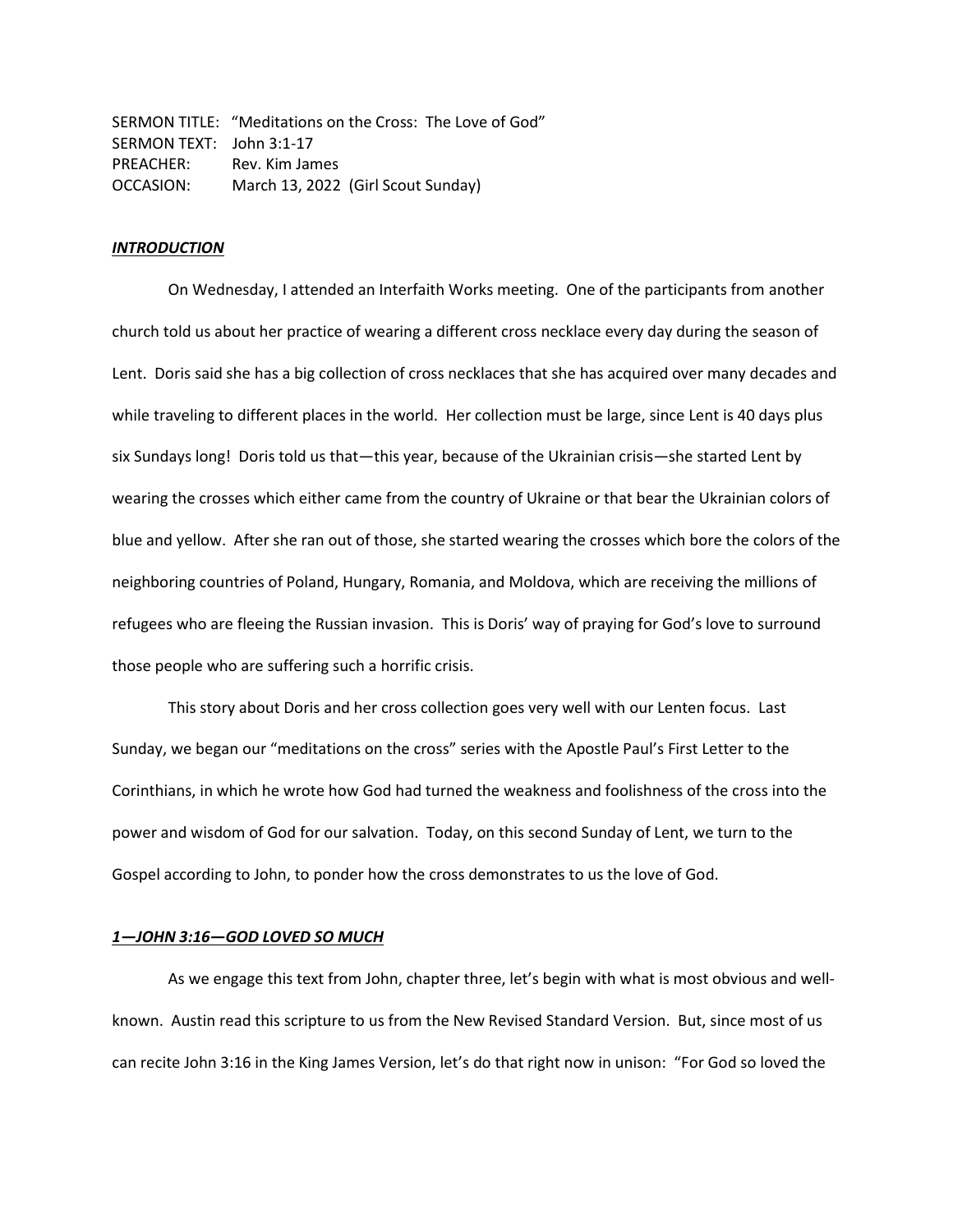SERMON TITLE: "Meditations on the Cross: The Love of God"
SERMON TEXT: John 3:1-17
PREACHER: Rev. Kim James
OCCASION: March 13, 2022 (Girl Scout Sunday)

***INTRODUCTION***

On Wednesday, I attended an Interfaith Works meeting. One of the participants from another church told us about her practice of wearing a different cross necklace every day during the season of Lent. Doris said she has a big collection of cross necklaces that she has acquired over many decades and while traveling to different places in the world. Her collection must be large, since Lent is 40 days plus six Sundays long! Doris told us that—this year, because of the Ukrainian crisis—she started Lent by wearing the crosses which either came from the country of Ukraine or that bear the Ukrainian colors of blue and yellow. After she ran out of those, she started wearing the crosses which bore the colors of the neighboring countries of Poland, Hungary, Romania, and Moldova, which are receiving the millions of refugees who are fleeing the Russian invasion. This is Doris' way of praying for God's love to surround those people who are suffering such a horrific crisis.

This story about Doris and her cross collection goes very well with our Lenten focus. Last Sunday, we began our "meditations on the cross" series with the Apostle Paul's First Letter to the Corinthians, in which he wrote how God had turned the weakness and foolishness of the cross into the power and wisdom of God for our salvation. Today, on this second Sunday of Lent, we turn to the Gospel according to John, to ponder how the cross demonstrates to us the love of God.

***1—JOHN 3:16—GOD LOVED SO MUCH***

As we engage this text from John, chapter three, let's begin with what is most obvious and well-known. Austin read this scripture to us from the New Revised Standard Version. But, since most of us can recite John 3:16 in the King James Version, let's do that right now in unison: "For God so loved the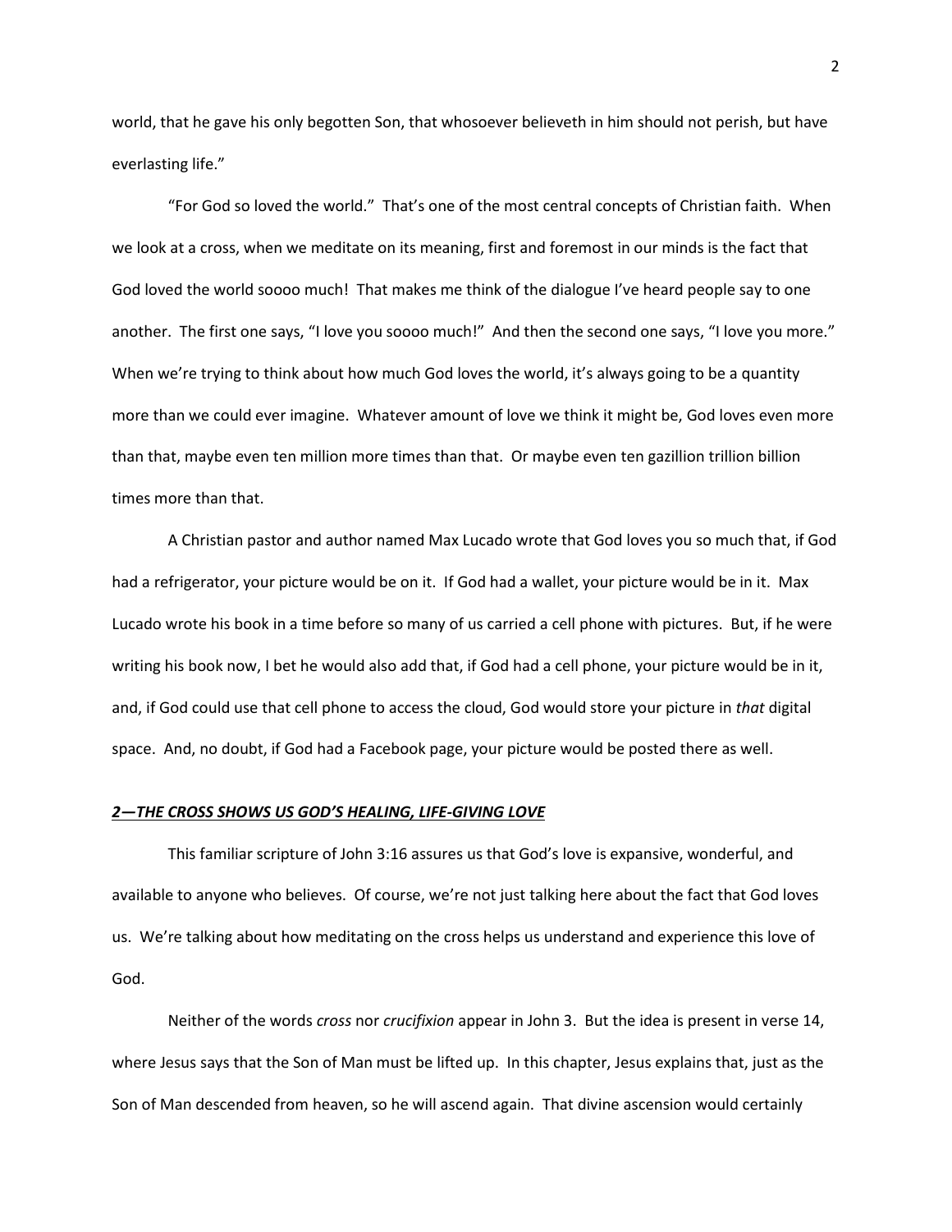world, that he gave his only begotten Son, that whosoever believeth in him should not perish, but have everlasting life."

"For God so loved the world." That's one of the most central concepts of Christian faith. When we look at a cross, when we meditate on its meaning, first and foremost in our minds is the fact that God loved the world soooo much! That makes me think of the dialogue I've heard people say to one another. The first one says, "I love you soooo much!" And then the second one says, "I love you more." When we're trying to think about how much God loves the world, it's always going to be a quantity more than we could ever imagine. Whatever amount of love we think it might be, God loves even more than that, maybe even ten million more times than that. Or maybe even ten gazillion trillion billion times more than that.

A Christian pastor and author named Max Lucado wrote that God loves you so much that, if God had a refrigerator, your picture would be on it. If God had a wallet, your picture would be in it. Max Lucado wrote his book in a time before so many of us carried a cell phone with pictures. But, if he were writing his book now, I bet he would also add that, if God had a cell phone, your picture would be in it, and, if God could use that cell phone to access the cloud, God would store your picture in *that* digital space. And, no doubt, if God had a Facebook page, your picture would be posted there as well.

## ***2—THE CROSS SHOWS US GOD'S HEALING, LIFE-GIVING LOVE***

This familiar scripture of John 3:16 assures us that God's love is expansive, wonderful, and available to anyone who believes. Of course, we're not just talking here about the fact that God loves us. We're talking about how meditating on the cross helps us understand and experience this love of God.

Neither of the words *cross* nor *crucifixion* appear in John 3. But the idea is present in verse 14, where Jesus says that the Son of Man must be lifted up. In this chapter, Jesus explains that, just as the Son of Man descended from heaven, so he will ascend again. That divine ascension would certainly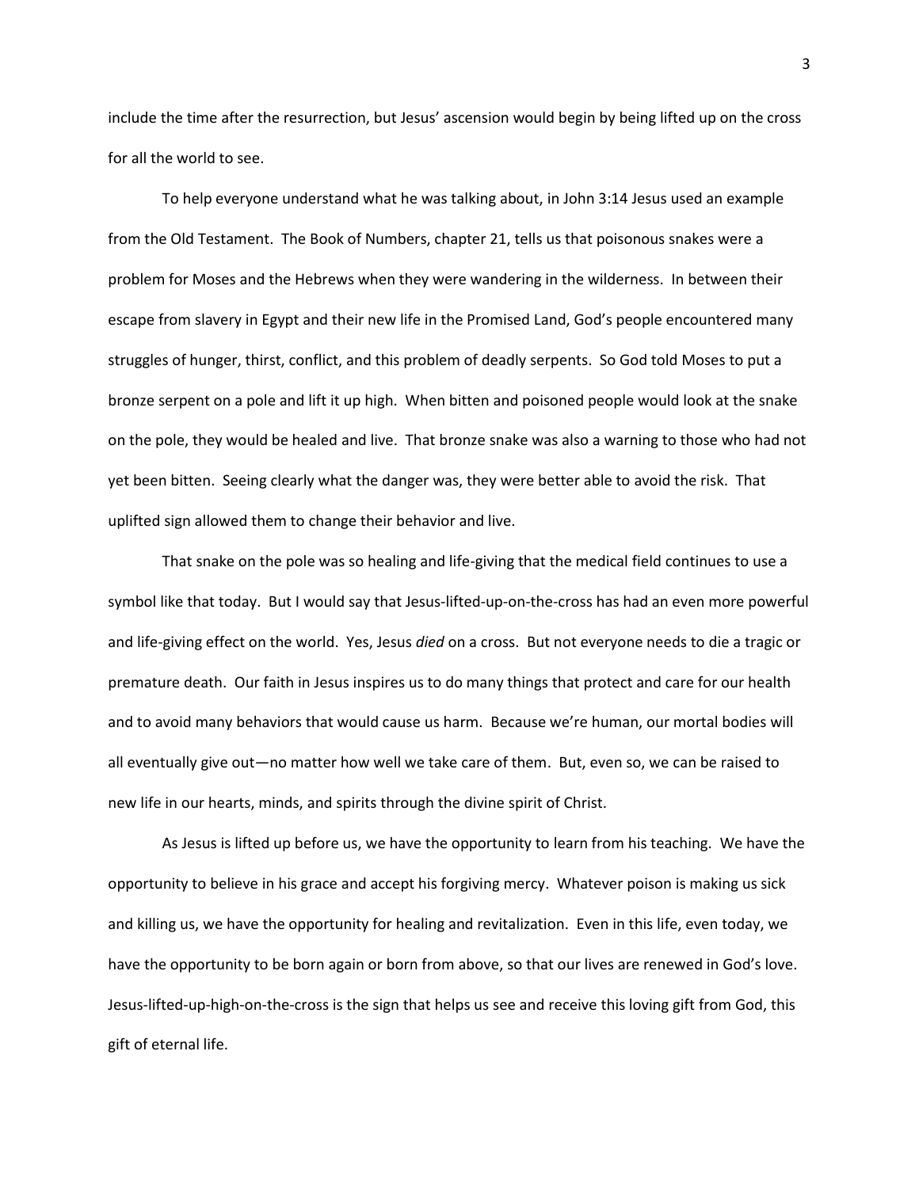include the time after the resurrection, but Jesus' ascension would begin by being lifted up on the cross for all the world to see.

To help everyone understand what he was talking about, in John 3:14 Jesus used an example from the Old Testament. The Book of Numbers, chapter 21, tells us that poisonous snakes were a problem for Moses and the Hebrews when they were wandering in the wilderness. In between their escape from slavery in Egypt and their new life in the Promised Land, God's people encountered many struggles of hunger, thirst, conflict, and this problem of deadly serpents. So God told Moses to put a bronze serpent on a pole and lift it up high. When bitten and poisoned people would look at the snake on the pole, they would be healed and live. That bronze snake was also a warning to those who had not yet been bitten. Seeing clearly what the danger was, they were better able to avoid the risk. That uplifted sign allowed them to change their behavior and live.

That snake on the pole was so healing and life-giving that the medical field continues to use a symbol like that today. But I would say that Jesus-lifted-up-on-the-cross has had an even more powerful and life-giving effect on the world. Yes, Jesus *died* on a cross. But not everyone needs to die a tragic or premature death. Our faith in Jesus inspires us to do many things that protect and care for our health and to avoid many behaviors that would cause us harm. Because we're human, our mortal bodies will all eventually give out—no matter how well we take care of them. But, even so, we can be raised to new life in our hearts, minds, and spirits through the divine spirit of Christ.

As Jesus is lifted up before us, we have the opportunity to learn from his teaching. We have the opportunity to believe in his grace and accept his forgiving mercy. Whatever poison is making us sick and killing us, we have the opportunity for healing and revitalization. Even in this life, even today, we have the opportunity to be born again or born from above, so that our lives are renewed in God's love. Jesus-lifted-up-high-on-the-cross is the sign that helps us see and receive this loving gift from God, this gift of eternal life.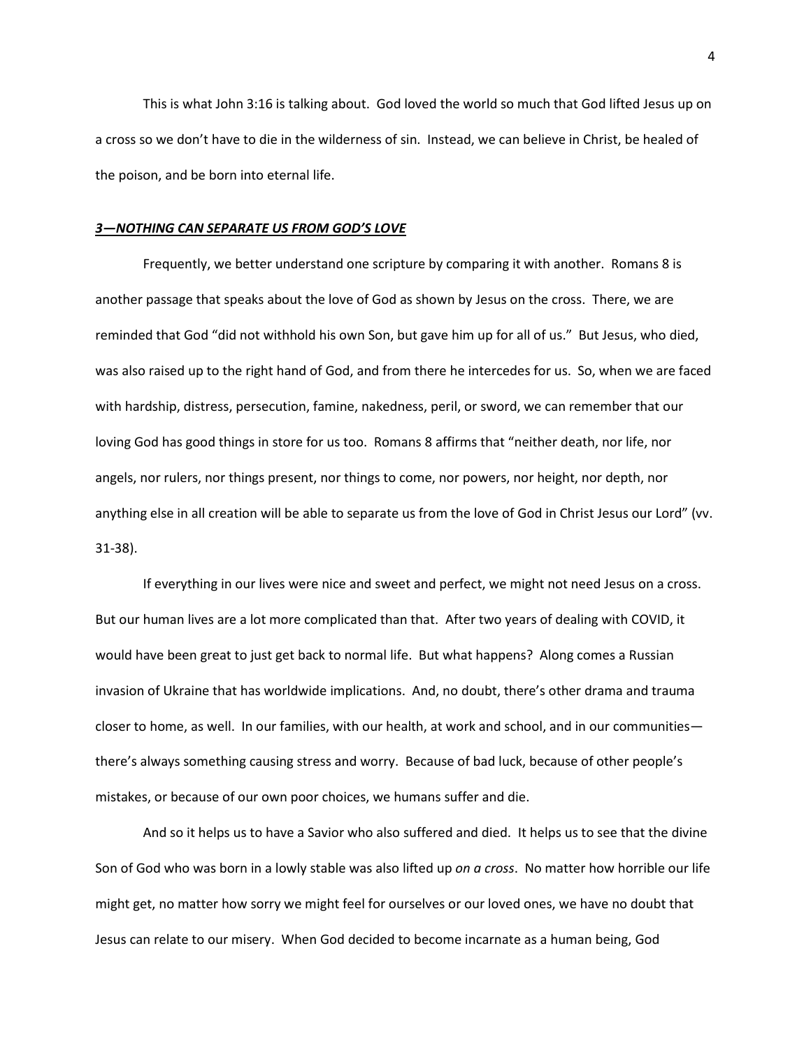This is what John 3:16 is talking about. God loved the world so much that God lifted Jesus up on a cross so we don't have to die in the wilderness of sin. Instead, we can believe in Christ, be healed of the poison, and be born into eternal life.

### ***<u>3—NOTHING CAN SEPARATE US FROM GOD'S LOVE</u>***

Frequently, we better understand one scripture by comparing it with another. Romans 8 is another passage that speaks about the love of God as shown by Jesus on the cross. There, we are reminded that God "did not withhold his own Son, but gave him up for all of us." But Jesus, who died, was also raised up to the right hand of God, and from there he intercedes for us. So, when we are faced with hardship, distress, persecution, famine, nakedness, peril, or sword, we can remember that our loving God has good things in store for us too. Romans 8 affirms that "neither death, nor life, nor angels, nor rulers, nor things present, nor things to come, nor powers, nor height, nor depth, nor anything else in all creation will be able to separate us from the love of God in Christ Jesus our Lord" (vv. 31-38).

If everything in our lives were nice and sweet and perfect, we might not need Jesus on a cross. But our human lives are a lot more complicated than that. After two years of dealing with COVID, it would have been great to just get back to normal life. But what happens? Along comes a Russian invasion of Ukraine that has worldwide implications. And, no doubt, there's other drama and trauma closer to home, as well. In our families, with our health, at work and school, and in our communities—there's always something causing stress and worry. Because of bad luck, because of other people's mistakes, or because of our own poor choices, we humans suffer and die.

And so it helps us to have a Savior who also suffered and died. It helps us to see that the divine Son of God who was born in a lowly stable was also lifted up *on a cross*. No matter how horrible our life might get, no matter how sorry we might feel for ourselves or our loved ones, we have no doubt that Jesus can relate to our misery. When God decided to become incarnate as a human being, God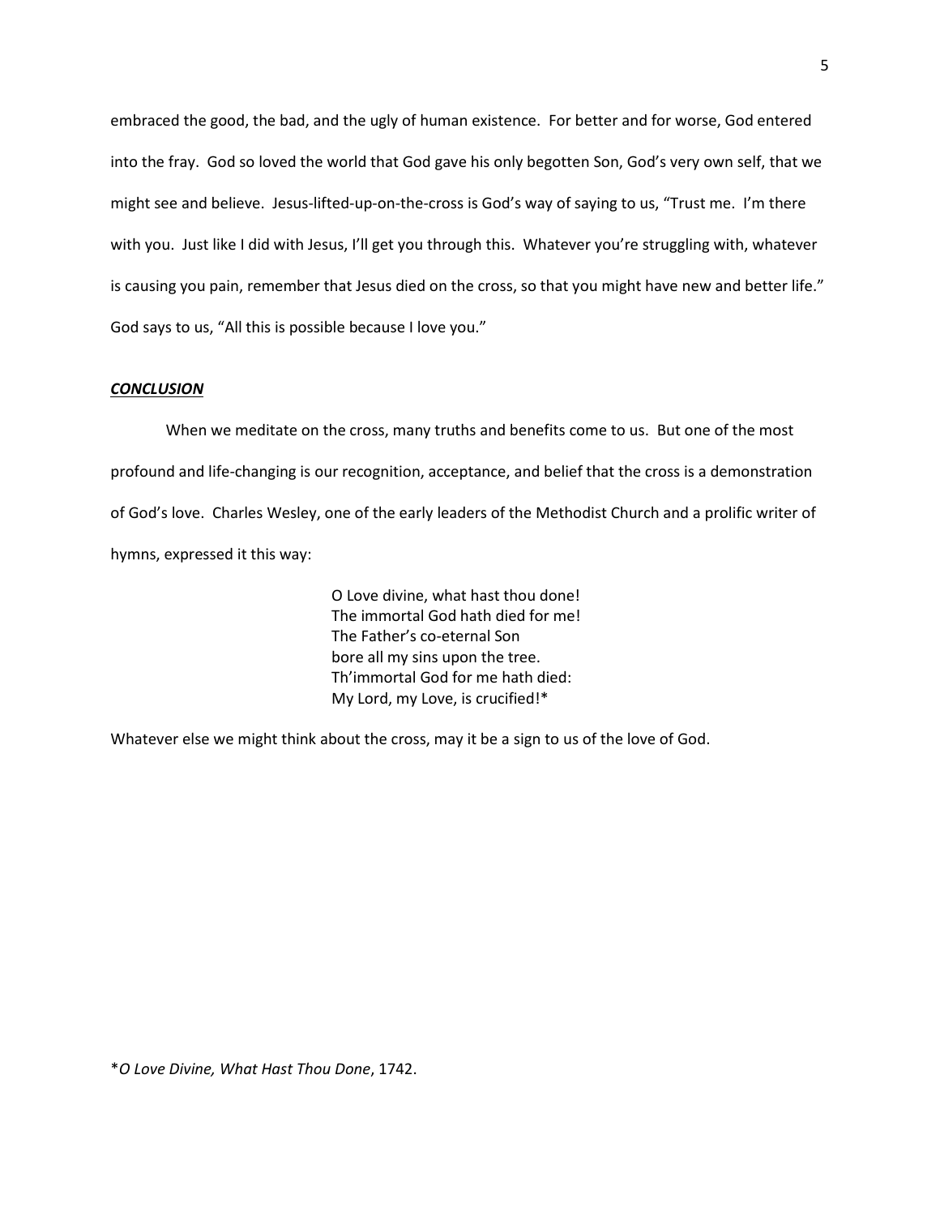embraced the good, the bad, and the ugly of human existence. For better and for worse, God entered into the fray. God so loved the world that God gave his only begotten Son, God's very own self, that we might see and believe. Jesus-lifted-up-on-the-cross is God's way of saying to us, "Trust me. I'm there with you. Just like I did with Jesus, I'll get you through this. Whatever you're struggling with, whatever is causing you pain, remember that Jesus died on the cross, so that you might have new and better life." God says to us, "All this is possible because I love you."

***CONCLUSION***

When we meditate on the cross, many truths and benefits come to us. But one of the most profound and life-changing is our recognition, acceptance, and belief that the cross is a demonstration of God's love. Charles Wesley, one of the early leaders of the Methodist Church and a prolific writer of hymns, expressed it this way:

> O Love divine, what hast thou done!
> The immortal God hath died for me!
> The Father's co-eternal Son
> bore all my sins upon the tree.
> Th'immortal God for me hath died:
> My Lord, my Love, is crucified!*

Whatever else we might think about the cross, may it be a sign to us of the love of God.

**O Love Divine, What Hast Thou Done*, 1742.